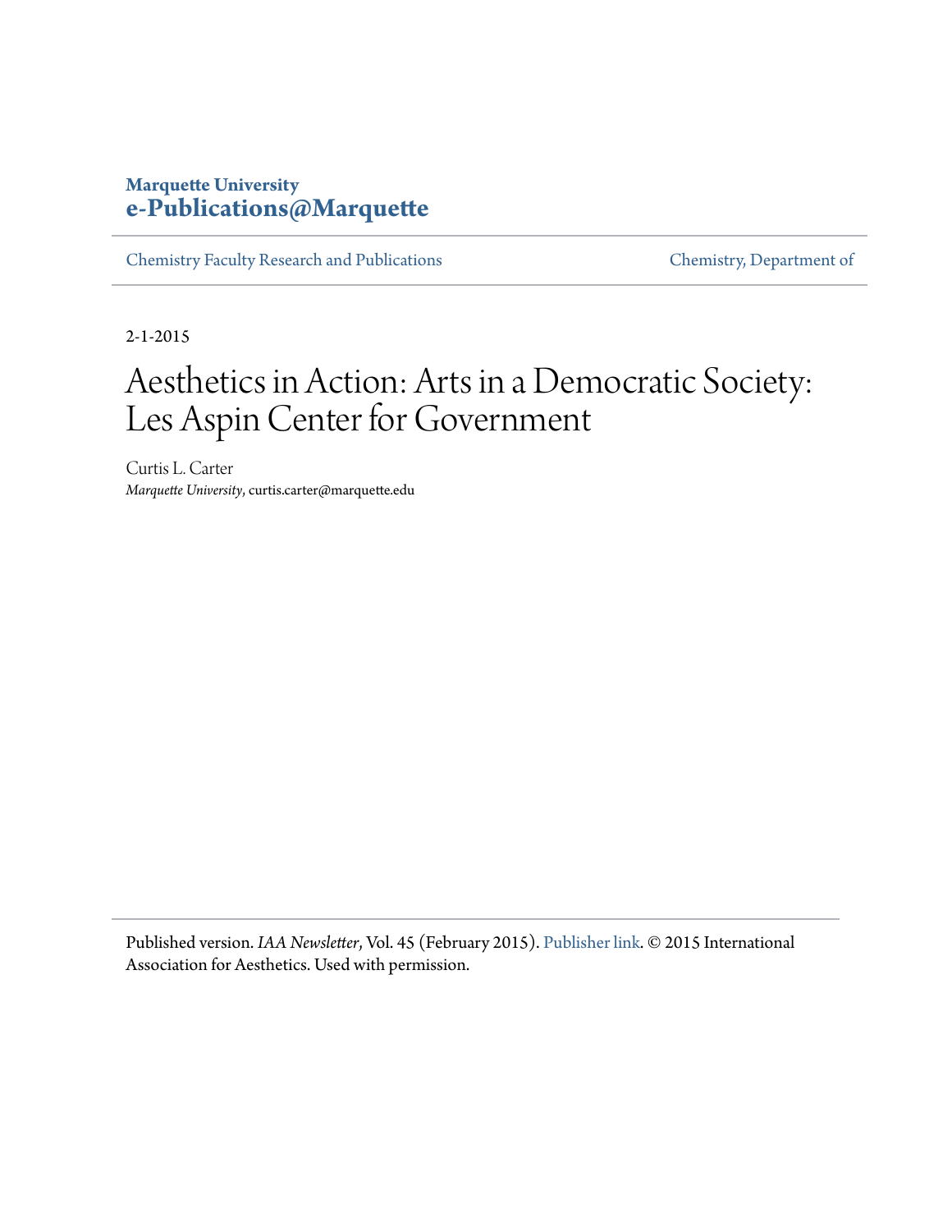**Marquette University**
**e-Publications@Marquette**

Chemistry Faculty Research and Publications | Chemistry, Department of

2-1-2015

# Aesthetics in Action: Arts in a Democratic Society: Les Aspin Center for Government

Curtis L. Carter
*Marquette University*, curtis.carter@marquette.edu

Published version. *IAA Newsletter*, Vol. 45 (February 2015). Publisher link. © 2015 International Association for Aesthetics. Used with permission.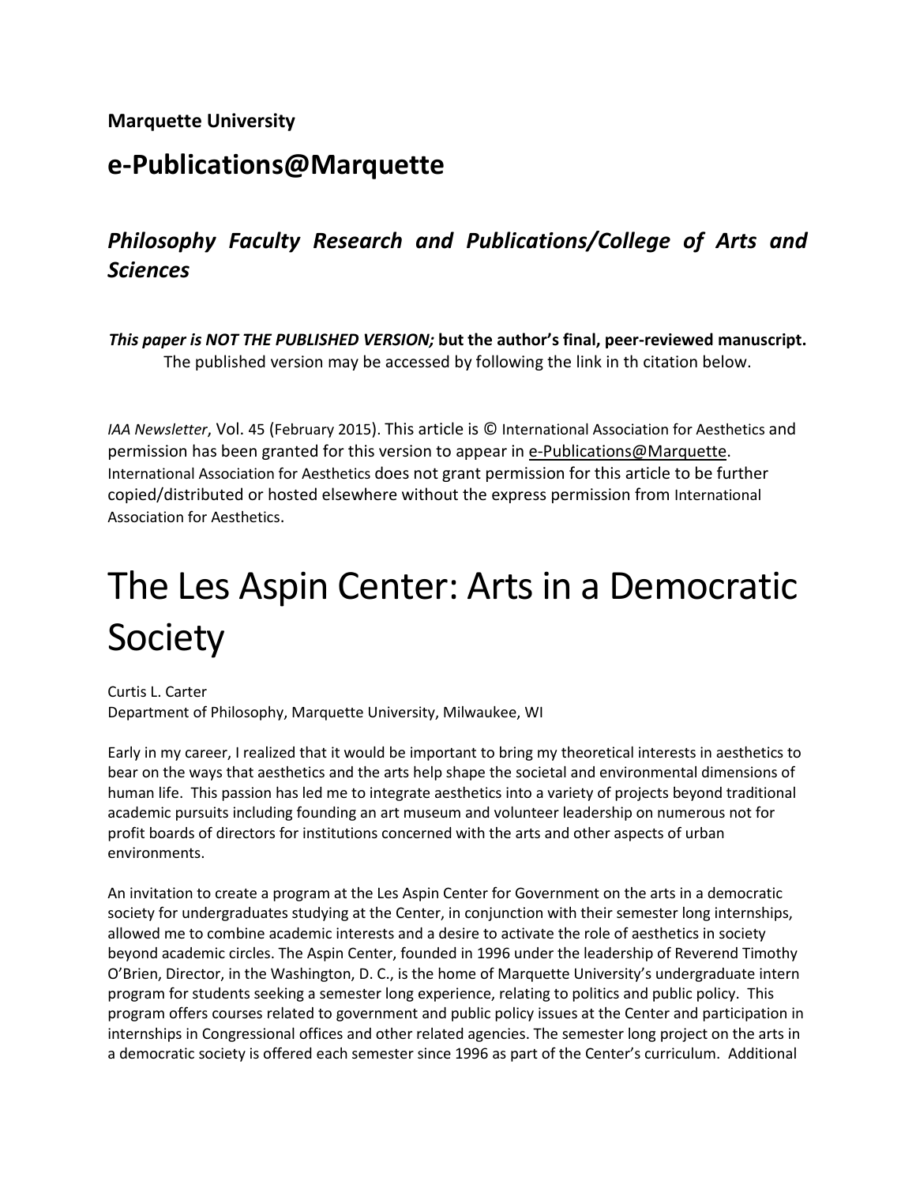**Marquette University**

## e-Publications@Marquette

### *Philosophy Faculty Research and Publications/College of Arts and Sciences*

***This paper is NOT THE PUBLISHED VERSION;* but the author's final, peer-reviewed manuscript.** The published version may be accessed by following the link in th citation below.

*IAA Newsletter*, Vol. 45 (February 2015). This article is © International Association for Aesthetics and permission has been granted for this version to appear in e-Publications@Marquette. International Association for Aesthetics does not grant permission for this article to be further copied/distributed or hosted elsewhere without the express permission from International Association for Aesthetics.

# The Les Aspin Center: Arts in a Democratic Society

Curtis L. Carter
Department of Philosophy, Marquette University, Milwaukee, WI

Early in my career, I realized that it would be important to bring my theoretical interests in aesthetics to bear on the ways that aesthetics and the arts help shape the societal and environmental dimensions of human life. This passion has led me to integrate aesthetics into a variety of projects beyond traditional academic pursuits including founding an art museum and volunteer leadership on numerous not for profit boards of directors for institutions concerned with the arts and other aspects of urban environments.

An invitation to create a program at the Les Aspin Center for Government on the arts in a democratic society for undergraduates studying at the Center, in conjunction with their semester long internships, allowed me to combine academic interests and a desire to activate the role of aesthetics in society beyond academic circles. The Aspin Center, founded in 1996 under the leadership of Reverend Timothy O'Brien, Director, in the Washington, D. C., is the home of Marquette University's undergraduate intern program for students seeking a semester long experience, relating to politics and public policy. This program offers courses related to government and public policy issues at the Center and participation in internships in Congressional offices and other related agencies. The semester long project on the arts in a democratic society is offered each semester since 1996 as part of the Center's curriculum. Additional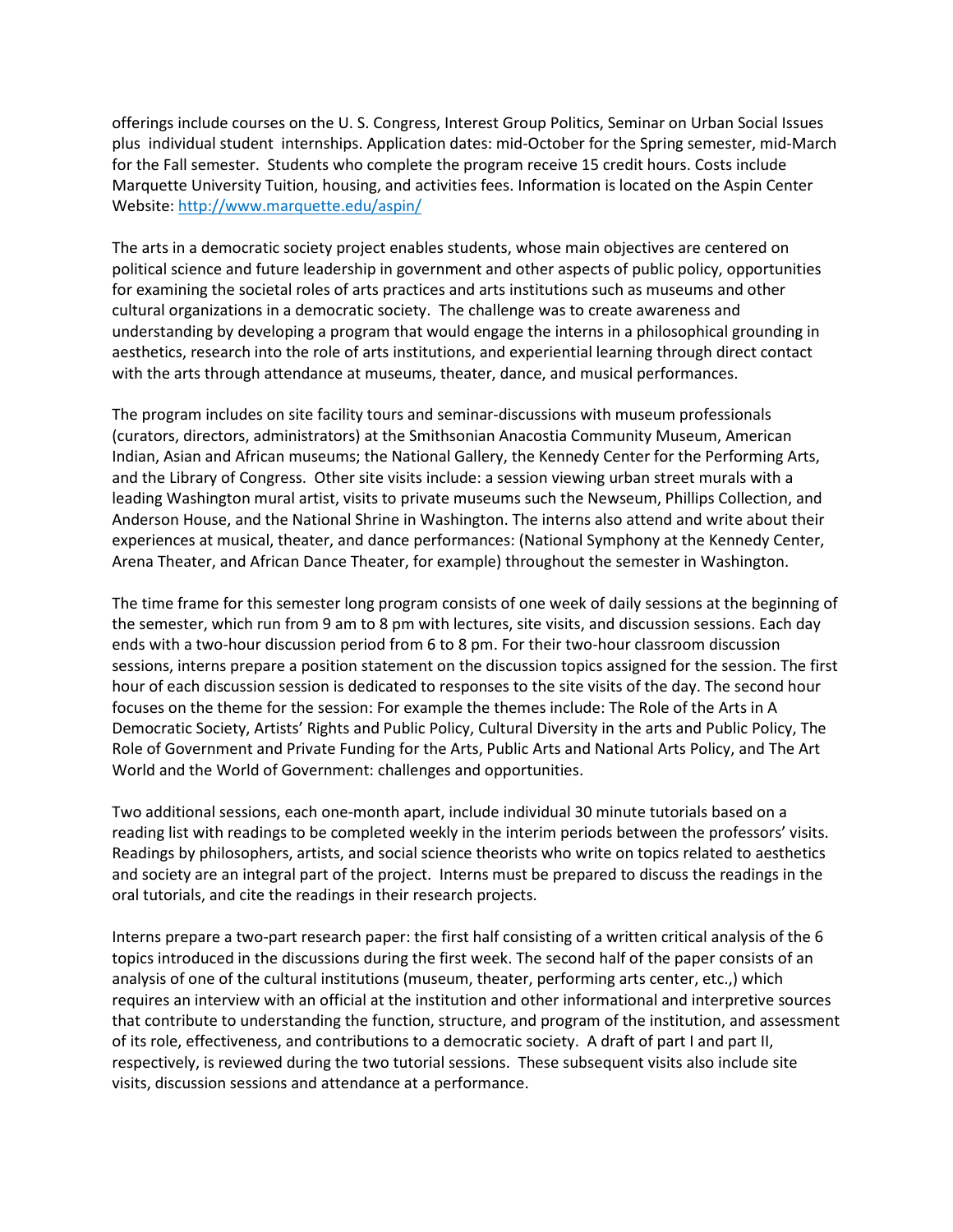offerings include courses on the U. S. Congress, Interest Group Politics, Seminar on Urban Social Issues plus individual student internships. Application dates: mid-October for the Spring semester, mid-March for the Fall semester. Students who complete the program receive 15 credit hours. Costs include Marquette University Tuition, housing, and activities fees. Information is located on the Aspin Center Website: [http://www.marquette.edu/aspin/](http://www.marquette.edu/aspin/)

The arts in a democratic society project enables students, whose main objectives are centered on political science and future leadership in government and other aspects of public policy, opportunities for examining the societal roles of arts practices and arts institutions such as museums and other cultural organizations in a democratic society. The challenge was to create awareness and understanding by developing a program that would engage the interns in a philosophical grounding in aesthetics, research into the role of arts institutions, and experiential learning through direct contact with the arts through attendance at museums, theater, dance, and musical performances.

The program includes on site facility tours and seminar-discussions with museum professionals (curators, directors, administrators) at the Smithsonian Anacostia Community Museum, American Indian, Asian and African museums; the National Gallery, the Kennedy Center for the Performing Arts, and the Library of Congress. Other site visits include: a session viewing urban street murals with a leading Washington mural artist, visits to private museums such the Newseum, Phillips Collection, and Anderson House, and the National Shrine in Washington. The interns also attend and write about their experiences at musical, theater, and dance performances: (National Symphony at the Kennedy Center, Arena Theater, and African Dance Theater, for example) throughout the semester in Washington.

The time frame for this semester long program consists of one week of daily sessions at the beginning of the semester, which run from 9 am to 8 pm with lectures, site visits, and discussion sessions. Each day ends with a two-hour discussion period from 6 to 8 pm. For their two-hour classroom discussion sessions, interns prepare a position statement on the discussion topics assigned for the session. The first hour of each discussion session is dedicated to responses to the site visits of the day. The second hour focuses on the theme for the session: For example the themes include: The Role of the Arts in A Democratic Society, Artists' Rights and Public Policy, Cultural Diversity in the arts and Public Policy, The Role of Government and Private Funding for the Arts, Public Arts and National Arts Policy, and The Art World and the World of Government: challenges and opportunities.

Two additional sessions, each one-month apart, include individual 30 minute tutorials based on a reading list with readings to be completed weekly in the interim periods between the professors' visits. Readings by philosophers, artists, and social science theorists who write on topics related to aesthetics and society are an integral part of the project. Interns must be prepared to discuss the readings in the oral tutorials, and cite the readings in their research projects.

Interns prepare a two-part research paper: the first half consisting of a written critical analysis of the 6 topics introduced in the discussions during the first week. The second half of the paper consists of an analysis of one of the cultural institutions (museum, theater, performing arts center, etc.,) which requires an interview with an official at the institution and other informational and interpretive sources that contribute to understanding the function, structure, and program of the institution, and assessment of its role, effectiveness, and contributions to a democratic society. A draft of part I and part II, respectively, is reviewed during the two tutorial sessions. These subsequent visits also include site visits, discussion sessions and attendance at a performance.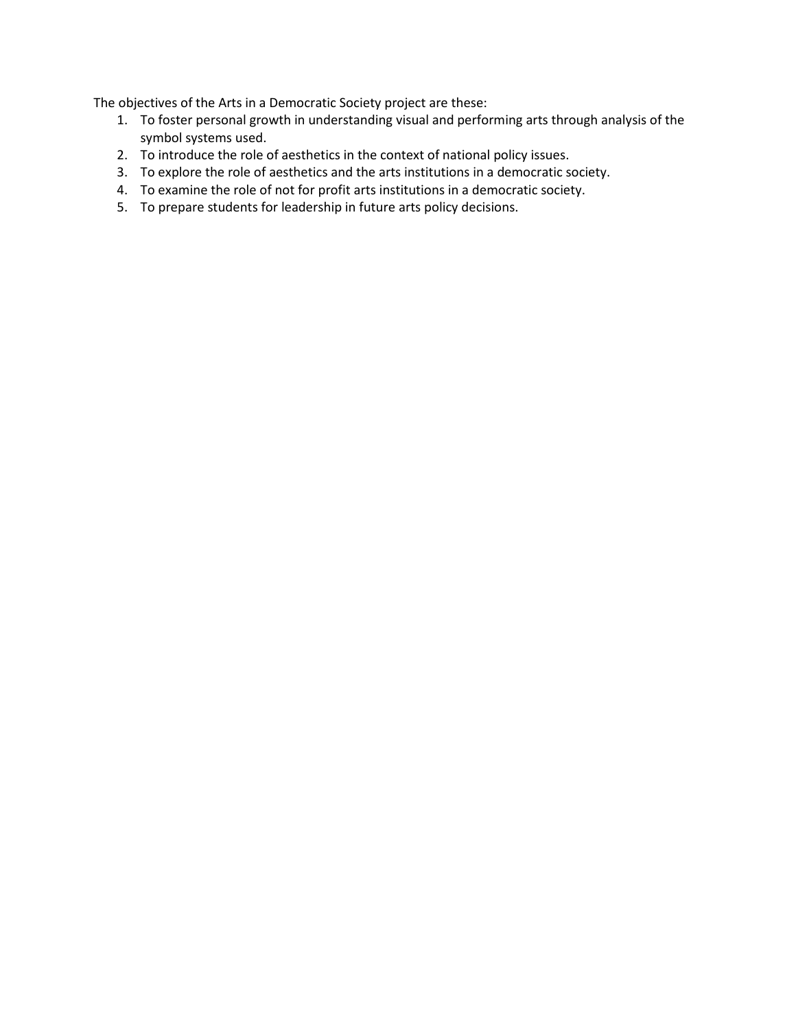The objectives of the Arts in a Democratic Society project are these:

1. To foster personal growth in understanding visual and performing arts through analysis of the symbol systems used.
2. To introduce the role of aesthetics in the context of national policy issues.
3. To explore the role of aesthetics and the arts institutions in a democratic society.
4. To examine the role of not for profit arts institutions in a democratic society.
5. To prepare students for leadership in future arts policy decisions.